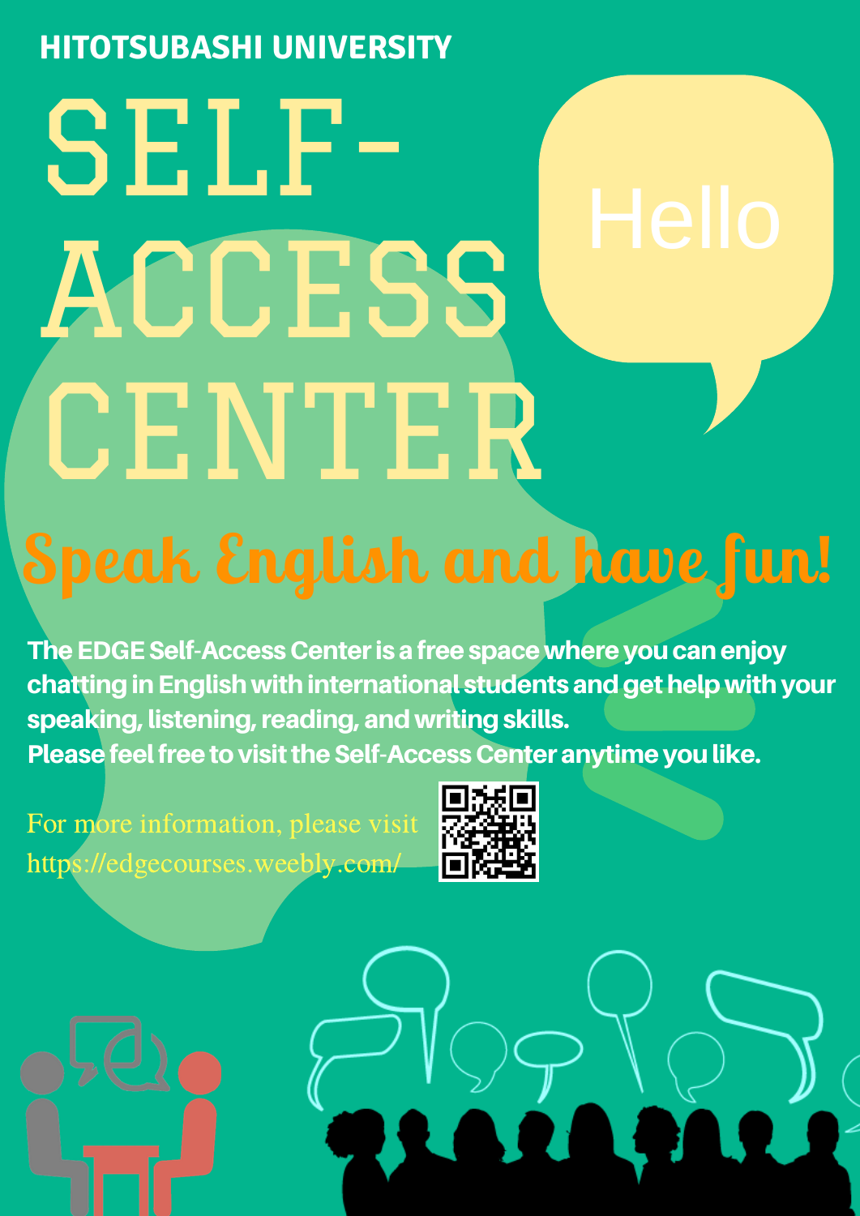HITOTSUBASHI UNIVERSITY

# SELF-ACCESS CENTER

Hello

## Speak English and have fun!

**The EDGE Self-Access Center is a free space where you can enjoy chatting in English with international students and get help with your speaking, listening, reading, and writing skills.**
**Please feel free to visit the Self-Access Center anytime you like.**

For more information, please visit
https://edgecourses.weebly.com/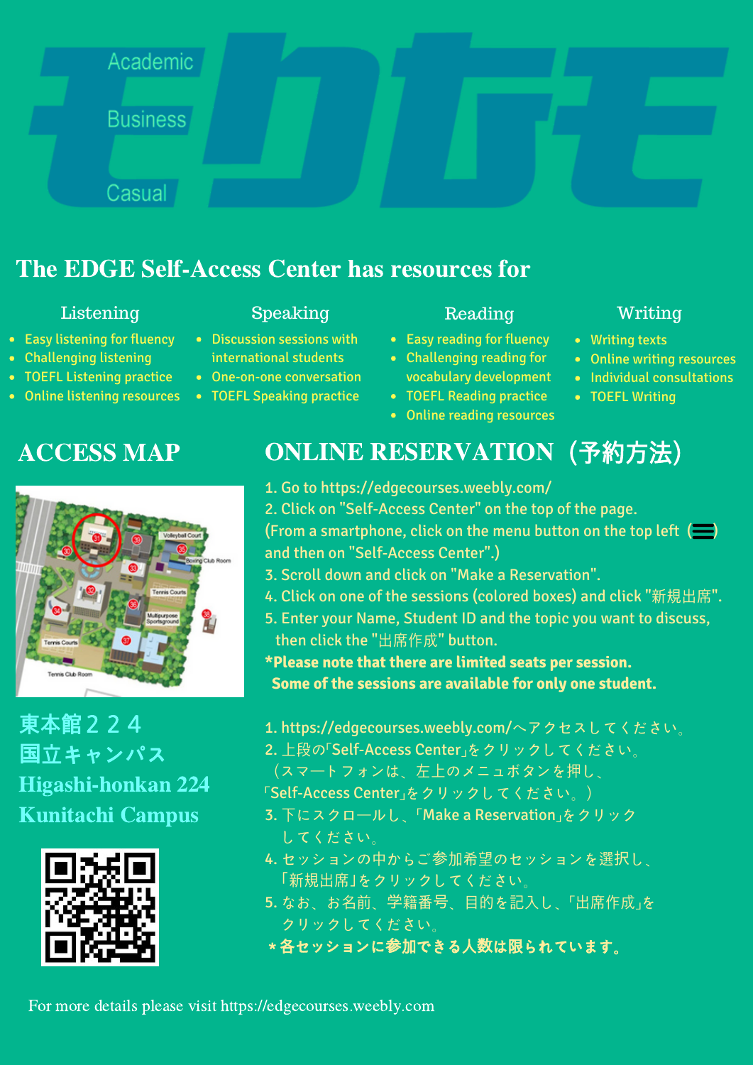# EDGE

Academic
Business
Casual

## The EDGE Self-Access Center has resources for

### Listening

- Easy listening for fluency
- Challenging listening
- TOEFL Listening practice
- Online listening resources

### Speaking

- Discussion sessions with international students
- One-on-one conversation
- TOEFL Speaking practice

### Reading

- Easy reading for fluency
- Challenging reading for vocabulary development
- TOEFL Reading practice
- Online reading resources

### Writing

- Writing texts
- Online writing resources
- Individual consultations
- TOEFL Writing

## ACCESS MAP

東本館２２４
国立キャンパス
**Higashi-honkan 224**
**Kunitachi Campus**

## ONLINE RESERVATION（予約方法）

1. Go to https://edgecourses.weebly.com/
2. Click on "Self-Access Center" on the top of the page.
(From a smartphone, click on the menu button on the top left (☰) and then on "Self-Access Center".)
3. Scroll down and click on "Make a Reservation".
4. Click on one of the sessions (colored boxes) and click "新規出席".
5. Enter your Name, Student ID and the topic you want to discuss, then click the "出席作成" button.

**\*Please note that there are limited seats per session. Some of the sessions are available for only one student.**

1. https://edgecourses.weebly.com/へアクセスしてください。
2. 上段の「Self-Access Center」をクリックしてください。（スマートフォンは、左上のメニュボタンを押し、「Self-Access Center」をクリックしてください。）
3. 下にスクロールし、「Make a Reservation」をクリックしてください。
4. セッションの中からご参加希望のセッションを選択し、「新規出席」をクリックしてください。
5. なお、お名前、学籍番号、目的を記入し、「出席作成」をクリックしてください。

**＊各セッションに参加できる人数は限られています。**

For more details please visit https://edgecourses.weebly.com